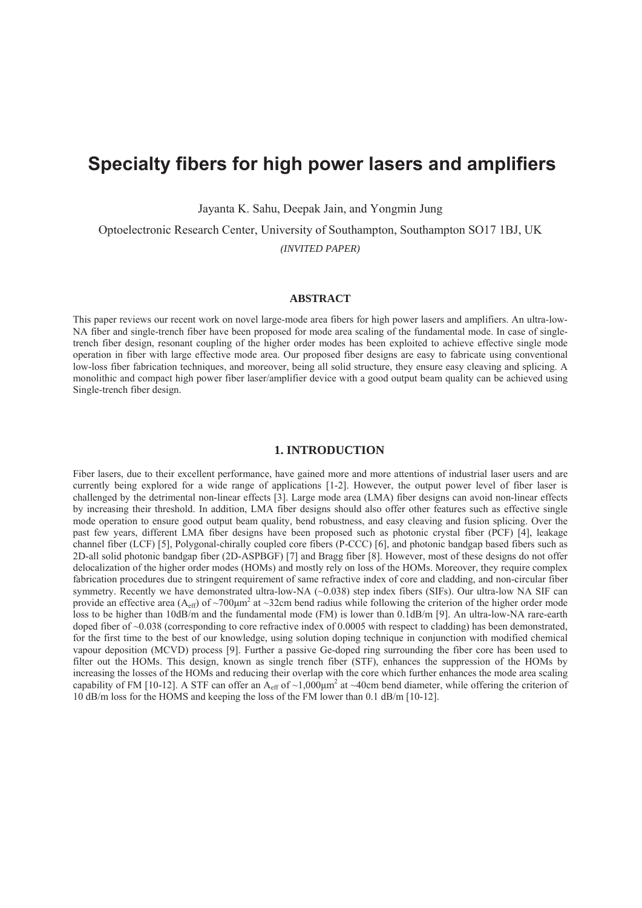# Specialty fibers for high power lasers and amplifiers

Jayanta K. Sahu, Deepak Jain, and Yongmin Jung

Optoelectronic Research Center, University of Southampton, Southampton SO17 1BJ, UK

*(INVITED PAPER)*

## ABSTRACT

This paper reviews our recent work on novel large-mode area fibers for high power lasers and amplifiers. An ultra-low-NA fiber and single-trench fiber have been proposed for mode area scaling of the fundamental mode. In case of single-trench fiber design, resonant coupling of the higher order modes has been exploited to achieve effective single mode operation in fiber with large effective mode area. Our proposed fiber designs are easy to fabricate using conventional low-loss fiber fabrication techniques, and moreover, being all solid structure, they ensure easy cleaving and splicing. A monolithic and compact high power fiber laser/amplifier device with a good output beam quality can be achieved using Single-trench fiber design.

## 1. INTRODUCTION

Fiber lasers, due to their excellent performance, have gained more and more attentions of industrial laser users and are currently being explored for a wide range of applications [1-2]. However, the output power level of fiber laser is challenged by the detrimental non-linear effects [3]. Large mode area (LMA) fiber designs can avoid non-linear effects by increasing their threshold. In addition, LMA fiber designs should also offer other features such as effective single mode operation to ensure good output beam quality, bend robustness, and easy cleaving and fusion splicing. Over the past few years, different LMA fiber designs have been proposed such as photonic crystal fiber (PCF) [4], leakage channel fiber (LCF) [5], Polygonal-chirally coupled core fibers (P-CCC) [6], and photonic bandgap based fibers such as 2D-all solid photonic bandgap fiber (2D-ASPBGF) [7] and Bragg fiber [8]. However, most of these designs do not offer delocalization of the higher order modes (HOMs) and mostly rely on loss of the HOMs. Moreover, they require complex fabrication procedures due to stringent requirement of same refractive index of core and cladding, and non-circular fiber symmetry. Recently we have demonstrated ultra-low-NA (~0.038) step index fibers (SIFs). Our ultra-low NA SIF can provide an effective area ($A_{eff}$) of ~700µm$^2$ at ~32cm bend radius while following the criterion of the higher order mode loss to be higher than 10dB/m and the fundamental mode (FM) is lower than 0.1dB/m [9]. An ultra-low-NA rare-earth doped fiber of ~0.038 (corresponding to core refractive index of 0.0005 with respect to cladding) has been demonstrated, for the first time to the best of our knowledge, using solution doping technique in conjunction with modified chemical vapour deposition (MCVD) process [9]. Further a passive Ge-doped ring surrounding the fiber core has been used to filter out the HOMs. This design, known as single trench fiber (STF), enhances the suppression of the HOMs by increasing the losses of the HOMs and reducing their overlap with the core which further enhances the mode area scaling capability of FM [10-12]. A STF can offer an $A_{eff}$ of ~1,000µm$^2$ at ~40cm bend diameter, while offering the criterion of 10 dB/m loss for the HOMS and keeping the loss of the FM lower than 0.1 dB/m [10-12].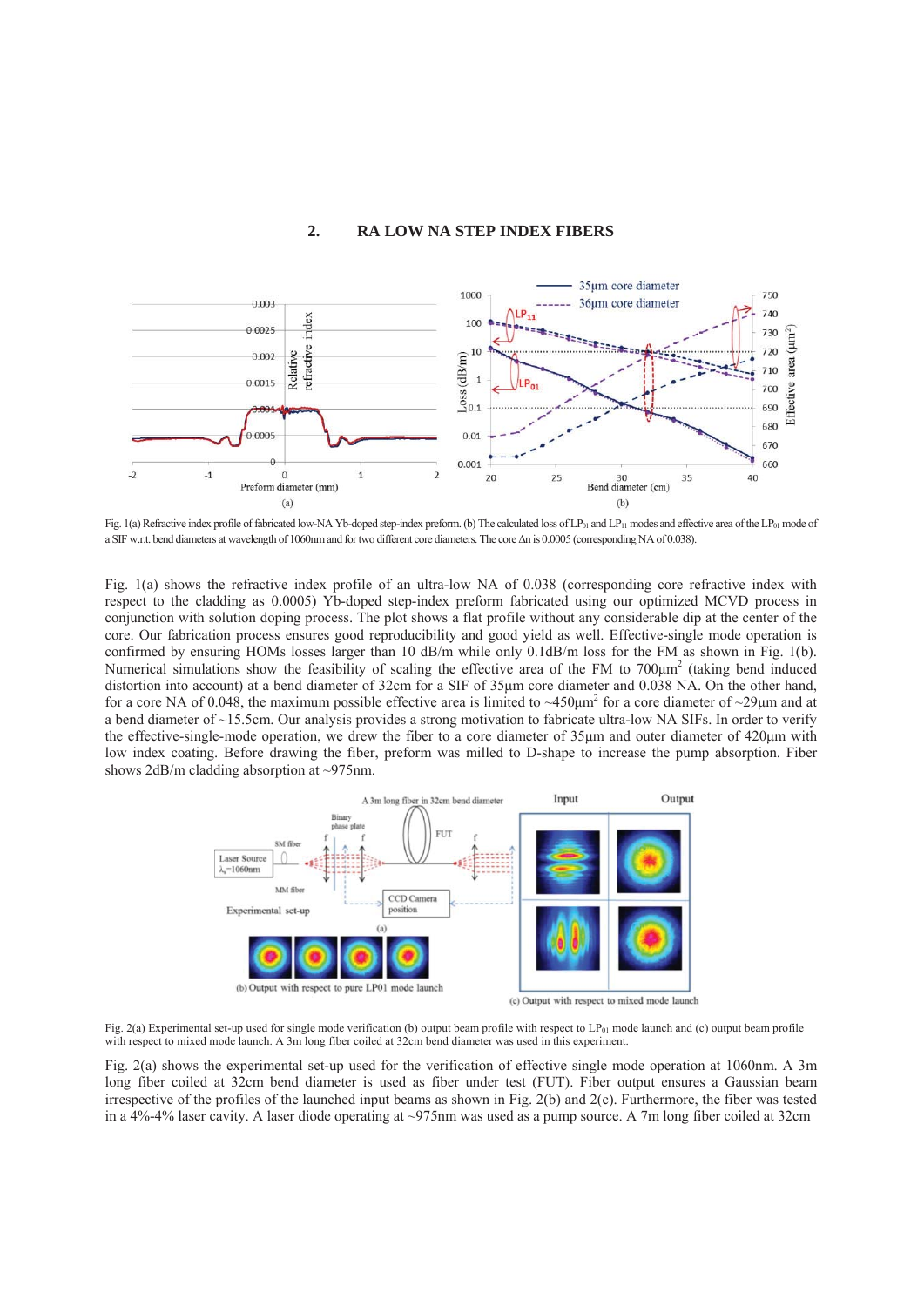## 2. RA LOW NA STEP INDEX FIBERS

Fig. 1(a) Refractive index profile of fabricated low-NA Yb-doped step-index preform. (b) The calculated loss of $LP_{01}$ and $LP_{11}$ modes and effective area of the $LP_{01}$ mode of a SIF w.r.t. bend diameters at wavelength of 1060nm and for two different core diameters. The core Δn is 0.0005 (corresponding NA of 0.038).

Fig. 1(a) shows the refractive index profile of an ultra-low NA of 0.038 (corresponding core refractive index with respect to the cladding as 0.0005) Yb-doped step-index preform fabricated using our optimized MCVD process in conjunction with solution doping process. The plot shows a flat profile without any considerable dip at the center of the core. Our fabrication process ensures good reproducibility and good yield as well. Effective-single mode operation is confirmed by ensuring HOMs losses larger than 10 dB/m while only 0.1dB/m loss for the FM as shown in Fig. 1(b). Numerical simulations show the feasibility of scaling the effective area of the FM to 700μm$^2$ (taking bend induced distortion into account) at a bend diameter of 32cm for a SIF of 35μm core diameter and 0.038 NA. On the other hand, for a core NA of 0.048, the maximum possible effective area is limited to ~450μm$^2$ for a core diameter of ~29μm and at a bend diameter of ~15.5cm. Our analysis provides a strong motivation to fabricate ultra-low NA SIFs. In order to verify the effective-single-mode operation, we drew the fiber to a core diameter of 35μm and outer diameter of 420μm with low index coating. Before drawing the fiber, preform was milled to D-shape to increase the pump absorption. Fiber shows 2dB/m cladding absorption at ~975nm.

Fig. 2(a) Experimental set-up used for single mode verification (b) output beam profile with respect to $LP_{01}$ mode launch and (c) output beam profile with respect to mixed mode launch. A 3m long fiber coiled at 32cm bend diameter was used in this experiment.

Fig. 2(a) shows the experimental set-up used for the verification of effective single mode operation at 1060nm. A 3m long fiber coiled at 32cm bend diameter is used as fiber under test (FUT). Fiber output ensures a Gaussian beam irrespective of the profiles of the launched input beams as shown in Fig. 2(b) and 2(c). Furthermore, the fiber was tested in a 4%-4% laser cavity. A laser diode operating at ~975nm was used as a pump source. A 7m long fiber coiled at 32cm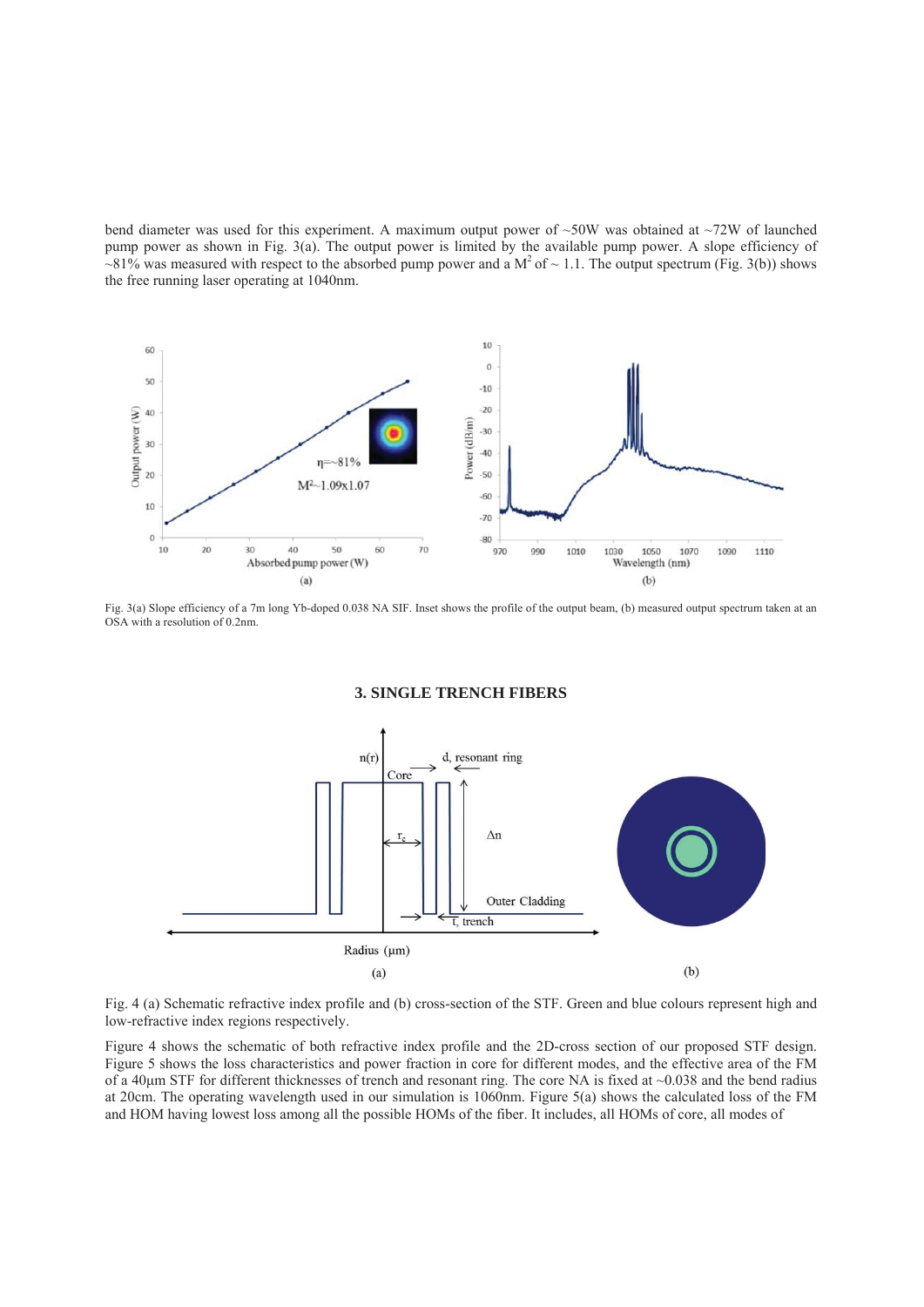bend diameter was used for this experiment. A maximum output power of ~50W was obtained at ~72W of launched pump power as shown in Fig. 3(a). The output power is limited by the available pump power. A slope efficiency of ~81% was measured with respect to the absorbed pump power and a $M^2$ of ~ 1.1. The output spectrum (Fig. 3(b)) shows the free running laser operating at 1040nm.

Fig. 3(a) Slope efficiency of a 7m long Yb-doped 0.038 NA SIF. Inset shows the profile of the output beam, (b) measured output spectrum taken at an OSA with a resolution of 0.2nm.

## 3. SINGLE TRENCH FIBERS

Fig. 4 (a) Schematic refractive index profile and (b) cross-section of the STF. Green and blue colours represent high and low-refractive index regions respectively.

Figure 4 shows the schematic of both refractive index profile and the 2D-cross section of our proposed STF design. Figure 5 shows the loss characteristics and power fraction in core for different modes, and the effective area of the FM of a 40µm STF for different thicknesses of trench and resonant ring. The core NA is fixed at ~0.038 and the bend radius at 20cm. The operating wavelength used in our simulation is 1060nm. Figure 5(a) shows the calculated loss of the FM and HOM having lowest loss among all the possible HOMs of the fiber. It includes, all HOMs of core, all modes of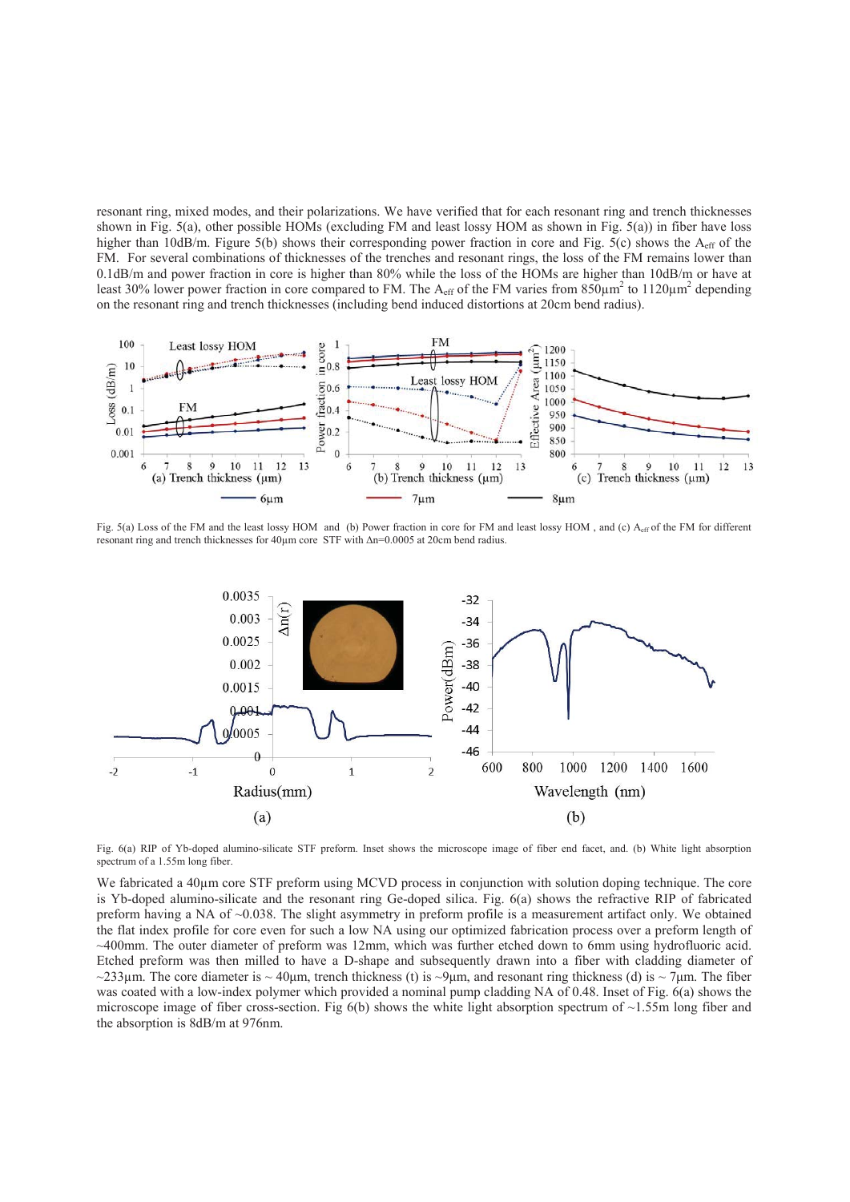resonant ring, mixed modes, and their polarizations. We have verified that for each resonant ring and trench thicknesses shown in Fig. 5(a), other possible HOMs (excluding FM and least lossy HOM as shown in Fig. 5(a)) in fiber have loss higher than 10dB/m. Figure 5(b) shows their corresponding power fraction in core and Fig. 5(c) shows the $A_{eff}$ of the FM. For several combinations of thicknesses of the trenches and resonant rings, the loss of the FM remains lower than 0.1dB/m and power fraction in core is higher than 80% while the loss of the HOMs are higher than 10dB/m or have at least 30% lower power fraction in core compared to FM. The $A_{eff}$ of the FM varies from 850µm$^2$ to 1120µm$^2$ depending on the resonant ring and trench thicknesses (including bend induced distortions at 20cm bend radius).

Fig. 5(a) Loss of the FM and the least lossy HOM and (b) Power fraction in core for FM and least lossy HOM , and (c) $A_{eff}$ of the FM for different resonant ring and trench thicknesses for 40µm core STF with Δn=0.0005 at 20cm bend radius.

Fig. 6(a) RIP of Yb-doped alumino-silicate STF preform. Inset shows the microscope image of fiber end facet, and. (b) White light absorption spectrum of a 1.55m long fiber.

We fabricated a 40µm core STF preform using MCVD process in conjunction with solution doping technique. The core is Yb-doped alumino-silicate and the resonant ring Ge-doped silica. Fig. 6(a) shows the refractive RIP of fabricated preform having a NA of ~0.038. The slight asymmetry in preform profile is a measurement artifact only. We obtained the flat index profile for core even for such a low NA using our optimized fabrication process over a preform length of ~400mm. The outer diameter of preform was 12mm, which was further etched down to 6mm using hydrofluoric acid. Etched preform was then milled to have a D-shape and subsequently drawn into a fiber with cladding diameter of ~233µm. The core diameter is ~ 40µm, trench thickness (t) is ~9µm, and resonant ring thickness (d) is ~ 7µm. The fiber was coated with a low-index polymer which provided a nominal pump cladding NA of 0.48. Inset of Fig. 6(a) shows the microscope image of fiber cross-section. Fig 6(b) shows the white light absorption spectrum of ~1.55m long fiber and the absorption is 8dB/m at 976nm.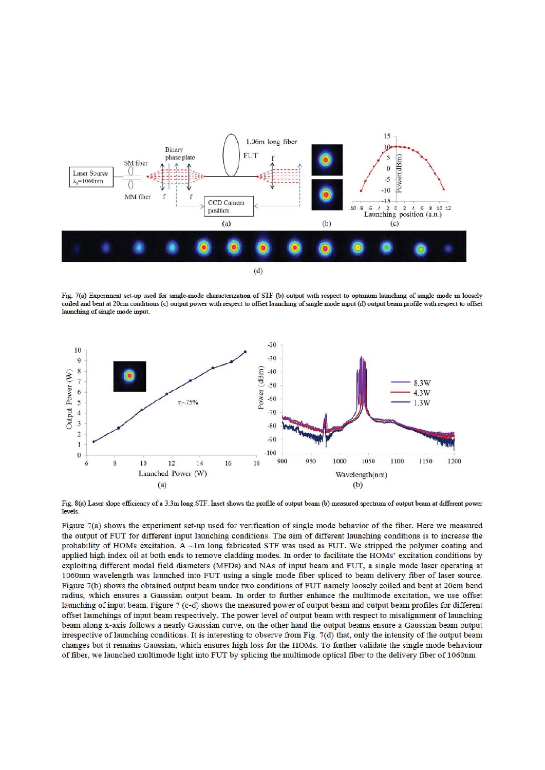Fig. 7(a) Experiment set-up used for single-mode characterization of STF (b) output with respect to optimum launching of single mode in loosely coiled and bent at 20cm conditions (c) output power with respect to offset launching of single mode input (d) output beam profile with respect to offset launching of single mode input.

Fig. 8(a) Laser slope efficiency of a 3.3m long STF. Inset shows the profile of output beam (b) measured spectrum of output beam at different power levels.

Figure 7(a) shows the experiment set-up used for verification of single mode behavior of the fiber. Here we measured the output of FUT for different input launching conditions. The aim of different launching conditions is to increase the probability of HOMs excitation. A ~1m long fabricated STF was used as FUT. We stripped the polymer coating and applied high index oil at both ends to remove cladding modes. In order to facilitate the HOMs' excitation conditions by exploiting different modal field diameters (MFDs) and NAs of input beam and FUT, a single mode laser operating at 1060nm wavelength was launched into FUT using a single mode fiber spliced to beam delivery fiber of laser source. Figure 7(b) shows the obtained output beam under two conditions of FUT namely loosely coiled and bent at 20cm bend radius, which ensures a Gaussian output beam. In order to further enhance the multimode excitation, we use offset launching of input beam. Figure 7 (c-d) shows the measured power of output beam and output beam profiles for different offset launchings of input beam respectively. The power level of output beam with respect to misalignment of launching beam along x-axis follows a nearly Gaussian curve, on the other hand the output beams ensure a Gaussian beam output irrespective of launching conditions. It is interesting to observe from Fig. 7(d) that, only the intensity of the output beam changes but it remains Gaussian, which ensures high loss for the HOMs. To further validate the single mode behaviour of fiber, we launched multimode light into FUT by splicing the multimode optical fiber to the delivery fiber of 1060nm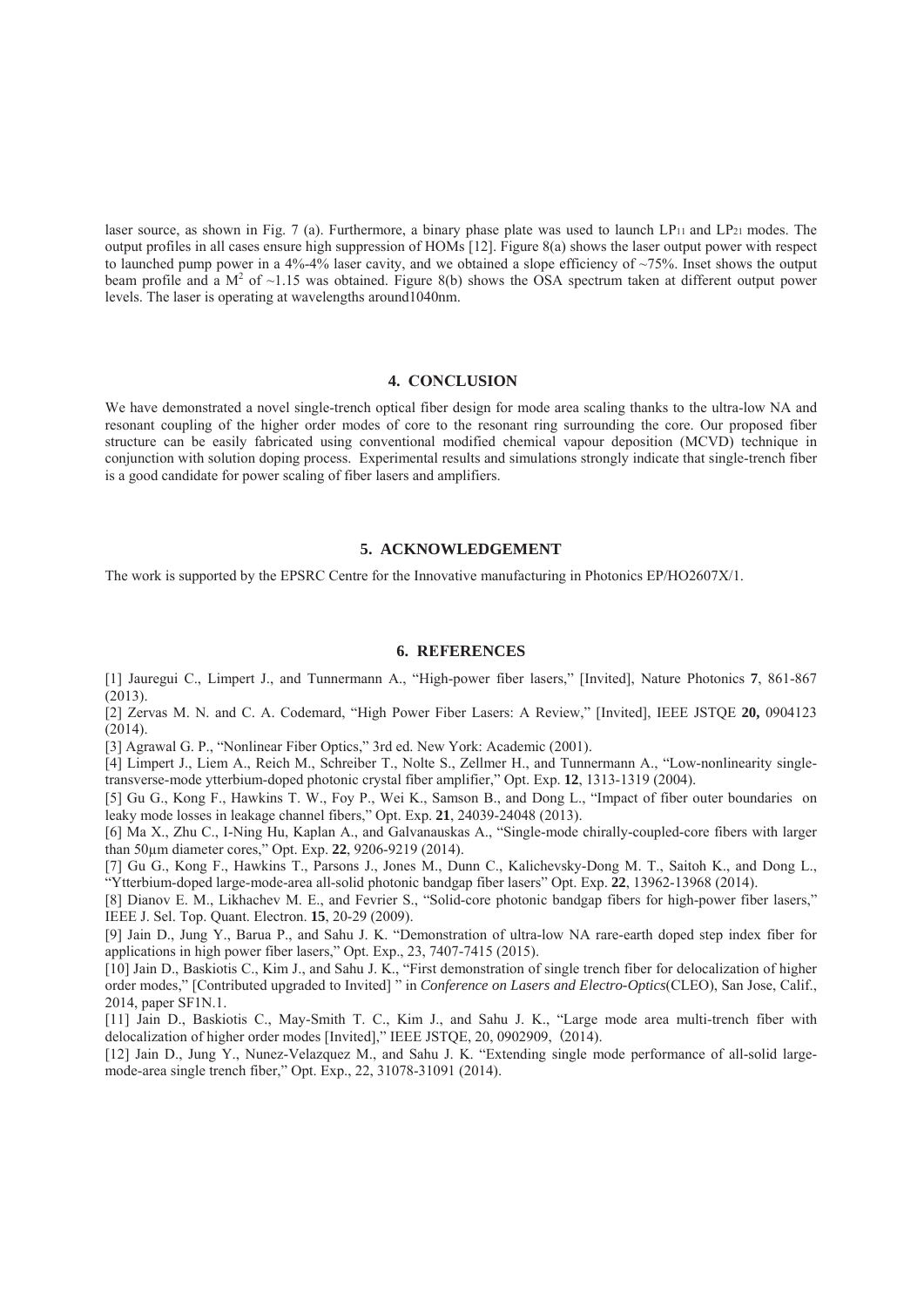laser source, as shown in Fig. 7 (a). Furthermore, a binary phase plate was used to launch $LP_{11}$ and $LP_{21}$ modes. The output profiles in all cases ensure high suppression of HOMs [12]. Figure 8(a) shows the laser output power with respect to launched pump power in a 4%-4% laser cavity, and we obtained a slope efficiency of ~75%. Inset shows the output beam profile and a $M^2$ of ~1.15 was obtained. Figure 8(b) shows the OSA spectrum taken at different output power levels. The laser is operating at wavelengths around1040nm.

## 4. CONCLUSION

We have demonstrated a novel single-trench optical fiber design for mode area scaling thanks to the ultra-low NA and resonant coupling of the higher order modes of core to the resonant ring surrounding the core. Our proposed fiber structure can be easily fabricated using conventional modified chemical vapour deposition (MCVD) technique in conjunction with solution doping process. Experimental results and simulations strongly indicate that single-trench fiber is a good candidate for power scaling of fiber lasers and amplifiers.

## 5. ACKNOWLEDGEMENT

The work is supported by the EPSRC Centre for the Innovative manufacturing in Photonics EP/HO2607X/1.

## 6. REFERENCES

[1] Jauregui C., Limpert J., and Tunnermann A., "High-power fiber lasers," [Invited], Nature Photonics **7**, 861-867 (2013).

[2] Zervas M. N. and C. A. Codemard, "High Power Fiber Lasers: A Review," [Invited], IEEE JSTQE **20,** 0904123 (2014).

[3] Agrawal G. P., "Nonlinear Fiber Optics," 3rd ed. New York: Academic (2001).

[4] Limpert J., Liem A., Reich M., Schreiber T., Nolte S., Zellmer H., and Tunnermann A., "Low-nonlinearity single-transverse-mode ytterbium-doped photonic crystal fiber amplifier," Opt. Exp. **12**, 1313-1319 (2004).

[5] Gu G., Kong F., Hawkins T. W., Foy P., Wei K., Samson B., and Dong L., "Impact of fiber outer boundaries on leaky mode losses in leakage channel fibers," Opt. Exp. **21**, 24039-24048 (2013).

[6] Ma X., Zhu C., I-Ning Hu, Kaplan A., and Galvanauskas A., "Single-mode chirally-coupled-core fibers with larger than 50μm diameter cores," Opt. Exp. **22**, 9206-9219 (2014).

[7] Gu G., Kong F., Hawkins T., Parsons J., Jones M., Dunn C., Kalichevsky-Dong M. T., Saitoh K., and Dong L., "Ytterbium-doped large-mode-area all-solid photonic bandgap fiber lasers" Opt. Exp. **22**, 13962-13968 (2014).

[8] Dianov E. M., Likhachev M. E., and Fevrier S., "Solid-core photonic bandgap fibers for high-power fiber lasers," IEEE J. Sel. Top. Quant. Electron. **15**, 20-29 (2009).

[9] Jain D., Jung Y., Barua P., and Sahu J. K. "Demonstration of ultra-low NA rare-earth doped step index fiber for applications in high power fiber lasers," Opt. Exp., 23, 7407-7415 (2015).

[10] Jain D., Baskiotis C., Kim J., and Sahu J. K., "First demonstration of single trench fiber for delocalization of higher order modes," [Contributed upgraded to Invited] " in *Conference on Lasers and Electro-Optics*(CLEO), San Jose, Calif., 2014, paper SF1N.1.

[11] Jain D., Baskiotis C., May-Smith T. C., Kim J., and Sahu J. K., "Large mode area multi-trench fiber with delocalization of higher order modes [Invited]," IEEE JSTQE, 20, 0902909, (2014).

[12] Jain D., Jung Y., Nunez-Velazquez M., and Sahu J. K. "Extending single mode performance of all-solid large-mode-area single trench fiber," Opt. Exp., 22, 31078-31091 (2014).